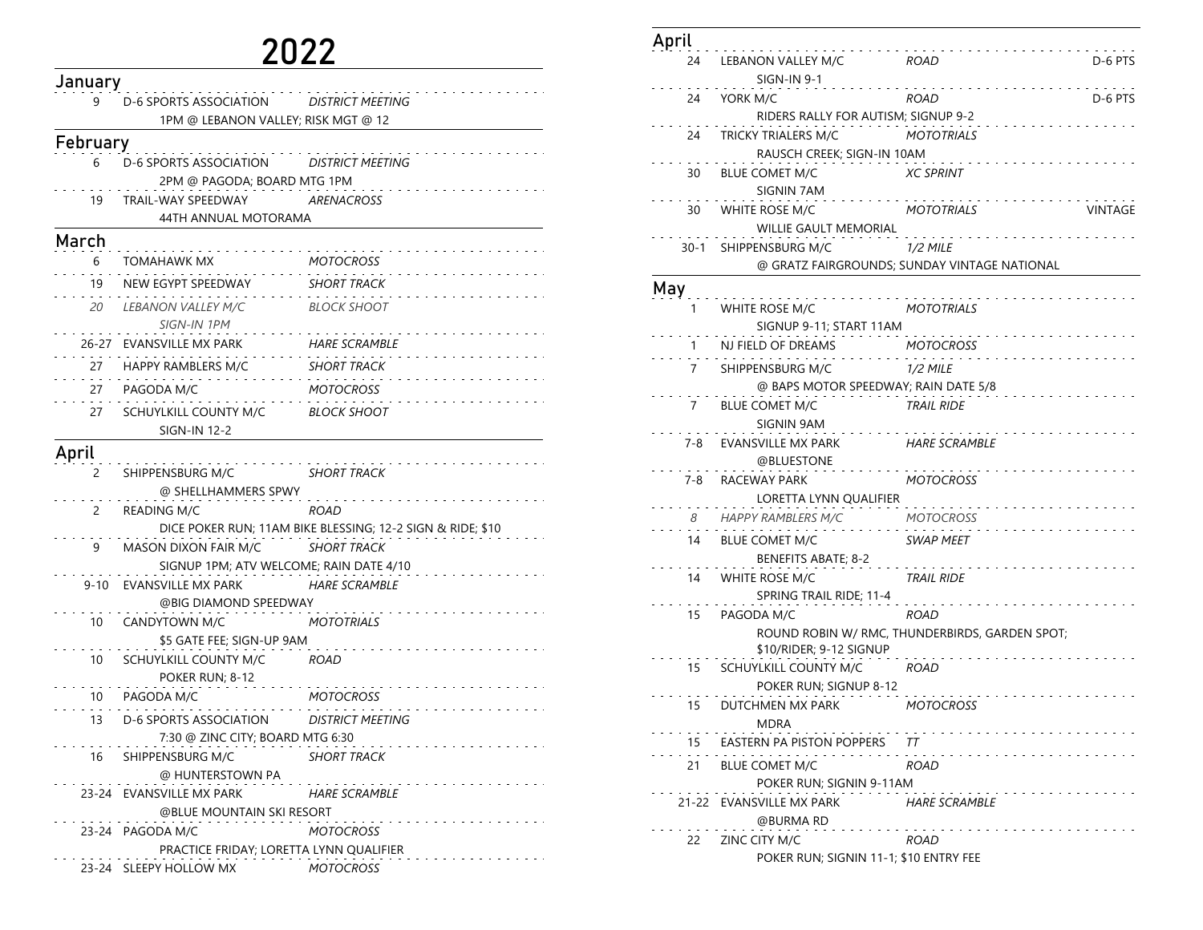# 2022

## January

| Date | Event | Type | |
|---|---|---|---|
| 9 | D-6 SPORTS ASSOCIATION<br>1PM @ LEBANON VALLEY; RISK MGT @ 12 | *DISTRICT MEETING* | |

## February

| Date | Event | Type | |
|---|---|---|---|
| 6 | D-6 SPORTS ASSOCIATION<br>2PM @ PAGODA; BOARD MTG 1PM | *DISTRICT MEETING* | |
| 19 | TRAIL-WAY SPEEDWAY<br>44TH ANNUAL MOTORAMA | *ARENACROSS* | |

## March

| Date | Event | Type | |
|---|---|---|---|
| 6 | TOMAHAWK MX | *MOTOCROSS* | |
| 19 | NEW EGYPT SPEEDWAY | *SHORT TRACK* | |
| *20* | *LEBANON VALLEY M/C*<br>*SIGN-IN 1PM* | *BLOCK SHOOT* | |
| 26-27 | EVANSVILLE MX PARK | *HARE SCRAMBLE* | |
| 27 | HAPPY RAMBLERS M/C | *SHORT TRACK* | |
| 27 | PAGODA M/C | *MOTOCROSS* | |
| 27 | SCHUYLKILL COUNTY M/C<br>SIGN-IN 12-2 | *BLOCK SHOOT* | |

## April

| Date | Event | Type | |
|---|---|---|---|
| 2 | SHIPPENSBURG M/C<br>@ SHELLHAMMERS SPWY | *SHORT TRACK* | |
| 2 | READING M/C<br>DICE POKER RUN; 11AM BIKE BLESSING; 12-2 SIGN & RIDE; $10 | *ROAD* | |
| 9 | MASON DIXON FAIR M/C<br>SIGNUP 1PM; ATV WELCOME; RAIN DATE 4/10 | *SHORT TRACK* | |
| 9-10 | EVANSVILLE MX PARK<br>@BIG DIAMOND SPEEDWAY | *HARE SCRAMBLE* | |
| 10 | CANDYTOWN M/C<br>$5 GATE FEE; SIGN-UP 9AM | *MOTOTRIALS* | |
| 10 | SCHUYLKILL COUNTY M/C<br>POKER RUN; 8-12 | *ROAD* | |
| 10 | PAGODA M/C | *MOTOCROSS* | |
| 13 | D-6 SPORTS ASSOCIATION<br>7:30 @ ZINC CITY; BOARD MTG 6:30 | *DISTRICT MEETING* | |
| 16 | SHIPPENSBURG M/C<br>@ HUNTERSTOWN PA | *SHORT TRACK* | |
| 23-24 | EVANSVILLE MX PARK<br>@BLUE MOUNTAIN SKI RESORT | *HARE SCRAMBLE* | |
| 23-24 | PAGODA M/C<br>PRACTICE FRIDAY; LORETTA LYNN QUALIFIER | *MOTOCROSS* | |
| 23-24 | SLEEPY HOLLOW MX | *MOTOCROSS* | |
| 24 | LEBANON VALLEY M/C<br>SIGN-IN 9-1 | *ROAD* | D-6 PTS |
| 24 | YORK M/C<br>RIDERS RALLY FOR AUTISM; SIGNUP 9-2 | *ROAD* | D-6 PTS |
| 24 | TRICKY TRIALERS M/C<br>RAUSCH CREEK; SIGN-IN 10AM | *MOTOTRIALS* | |
| 30 | BLUE COMET M/C<br>SIGNIN 7AM | *XC SPRINT* | |
| 30 | WHITE ROSE M/C<br>WILLIE GAULT MEMORIAL | *MOTOTRIALS* | VINTAGE |
| 30-1 | SHIPPENSBURG M/C<br>@ GRATZ FAIRGROUNDS; SUNDAY VINTAGE NATIONAL | *1/2 MILE* | |

## May

| Date | Event | Type | |
|---|---|---|---|
| 1 | WHITE ROSE M/C<br>SIGNUP 9-11; START 11AM | *MOTOTRIALS* | |
| 1 | NJ FIELD OF DREAMS | *MOTOCROSS* | |
| 7 | SHIPPENSBURG M/C<br>@ BAPS MOTOR SPEEDWAY; RAIN DATE 5/8 | *1/2 MILE* | |
| 7 | BLUE COMET M/C<br>SIGNIN 9AM | *TRAIL RIDE* | |
| 7-8 | EVANSVILLE MX PARK<br>@BLUESTONE | *HARE SCRAMBLE* | |
| 7-8 | RACEWAY PARK<br>LORETTA LYNN QUALIFIER | *MOTOCROSS* | |
| *8* | *HAPPY RAMBLERS M/C* | *MOTOCROSS* | |
| 14 | BLUE COMET M/C<br>BENEFITS ABATE; 8-2 | *SWAP MEET* | |
| 14 | WHITE ROSE M/C<br>SPRING TRAIL RIDE; 11-4 | *TRAIL RIDE* | |
| 15 | PAGODA M/C<br>ROUND ROBIN W/ RMC, THUNDERBIRDS, GARDEN SPOT; $10/RIDER; 9-12 SIGNUP | *ROAD* | |
| 15 | SCHUYLKILL COUNTY M/C<br>POKER RUN; SIGNUP 8-12 | *ROAD* | |
| 15 | DUTCHMEN MX PARK<br>MDRA | *MOTOCROSS* | |
| 15 | EASTERN PA PISTON POPPERS | *TT* | |
| 21 | BLUE COMET M/C<br>POKER RUN; SIGNIN 9-11AM | *ROAD* | |
| 21-22 | EVANSVILLE MX PARK<br>@BURMA RD | *HARE SCRAMBLE* | |
| 22 | ZINC CITY M/C<br>POKER RUN; SIGNIN 11-1; $10 ENTRY FEE | *ROAD* | |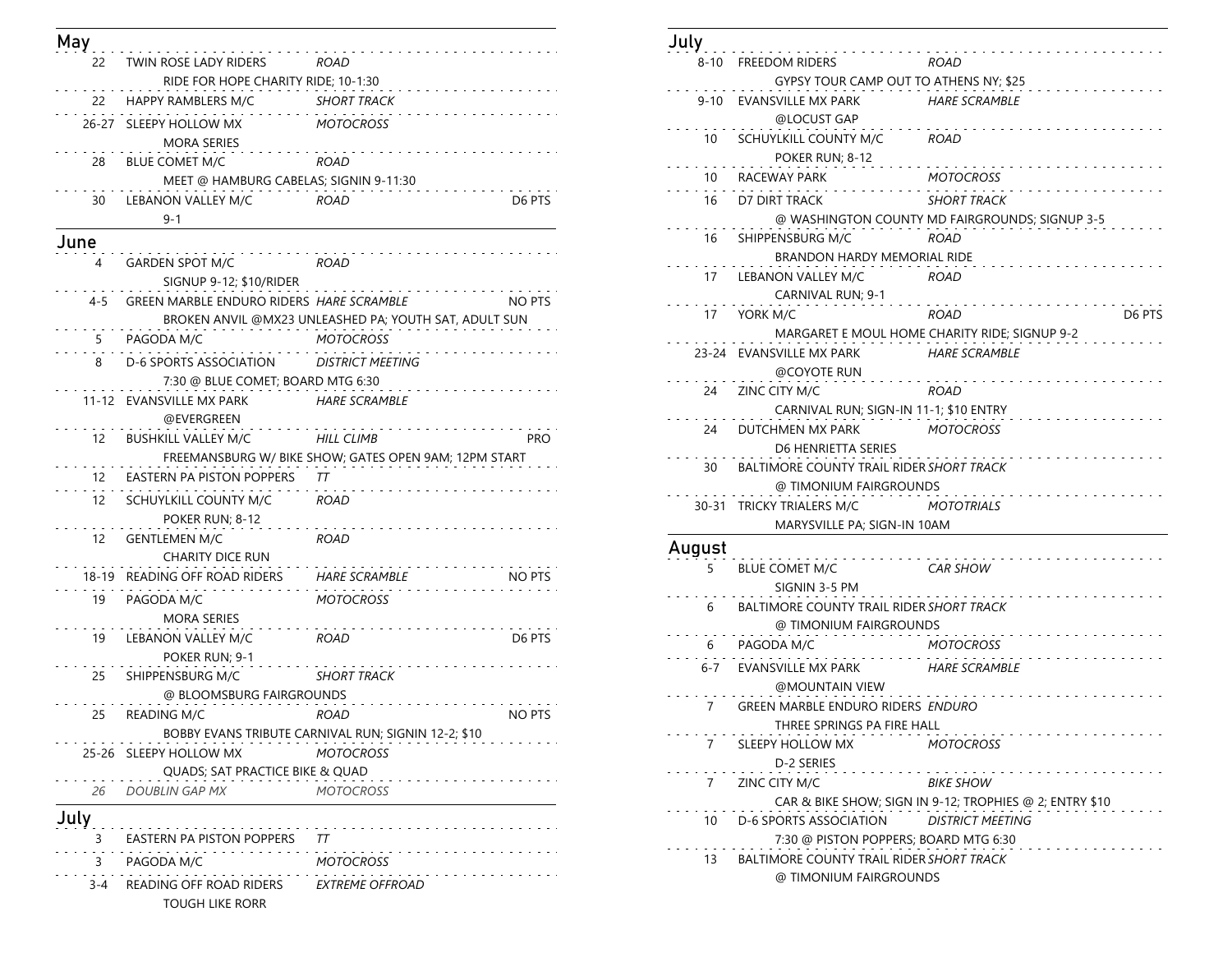## May

| Date | Club | Event | Points |
|---|---|---|---|
| 22 | TWIN ROSE LADY RIDERS<br>RIDE FOR HOPE CHARITY RIDE; 10-1:30 | *ROAD* | |
| 22 | HAPPY RAMBLERS M/C | *SHORT TRACK* | |
| 26-27 | SLEEPY HOLLOW MX<br>MORA SERIES | *MOTOCROSS* | |
| 28 | BLUE COMET M/C<br>MEET @ HAMBURG CABELAS; SIGNIN 9-11:30 | *ROAD* | |
| 30 | LEBANON VALLEY M/C<br>9-1 | *ROAD* | D6 PTS |

## June

| Date | Club | Event | Points |
|---|---|---|---|
| 4 | GARDEN SPOT M/C<br>SIGNUP 9-12; $10/RIDER | *ROAD* | |
| 4-5 | GREEN MARBLE ENDURO RIDERS<br>BROKEN ANVIL @MX23 UNLEASHED PA; YOUTH SAT, ADULT SUN | *HARE SCRAMBLE* | NO PTS |
| 5 | PAGODA M/C | *MOTOCROSS* | |
| 8 | D-6 SPORTS ASSOCIATION<br>7:30 @ BLUE COMET; BOARD MTG 6:30 | *DISTRICT MEETING* | |
| 11-12 | EVANSVILLE MX PARK<br>@EVERGREEN | *HARE SCRAMBLE* | |
| 12 | BUSHKILL VALLEY M/C<br>FREEMANSBURG W/ BIKE SHOW; GATES OPEN 9AM; 12PM START | *HILL CLIMB* | PRO |
| 12 | EASTERN PA PISTON POPPERS | *TT* | |
| 12 | SCHUYLKILL COUNTY M/C<br>POKER RUN; 8-12 | *ROAD* | |
| 12 | GENTLEMEN M/C<br>CHARITY DICE RUN | *ROAD* | |
| 18-19 | READING OFF ROAD RIDERS | *HARE SCRAMBLE* | NO PTS |
| 19 | PAGODA M/C<br>MORA SERIES | *MOTOCROSS* | |
| 19 | LEBANON VALLEY M/C<br>POKER RUN; 9-1 | *ROAD* | D6 PTS |
| 25 | SHIPPENSBURG M/C<br>@ BLOOMSBURG FAIRGROUNDS | *SHORT TRACK* | |
| 25 | READING M/C<br>BOBBY EVANS TRIBUTE CARNIVAL RUN; SIGNIN 12-2; $10 | *ROAD* | NO PTS |
| 25-26 | SLEEPY HOLLOW MX<br>QUADS; SAT PRACTICE BIKE & QUAD | *MOTOCROSS* | |
| *26* | *DOUBLIN GAP MX* | *MOTOCROSS* | |

## July

| Date | Club | Event | Points |
|---|---|---|---|
| 3 | EASTERN PA PISTON POPPERS | *TT* | |
| 3 | PAGODA M/C | *MOTOCROSS* | |
| 3-4 | READING OFF ROAD RIDERS<br>TOUGH LIKE RORR | *EXTREME OFFROAD* | |
| 8-10 | FREEDOM RIDERS<br>GYPSY TOUR CAMP OUT TO ATHENS NY; $25 | *ROAD* | |
| 9-10 | EVANSVILLE MX PARK<br>@LOCUST GAP | *HARE SCRAMBLE* | |
| 10 | SCHUYLKILL COUNTY M/C<br>POKER RUN; 8-12 | *ROAD* | |
| 10 | RACEWAY PARK | *MOTOCROSS* | |
| 16 | D7 DIRT TRACK<br>@ WASHINGTON COUNTY MD FAIRGROUNDS; SIGNUP 3-5 | *SHORT TRACK* | |
| 16 | SHIPPENSBURG M/C<br>BRANDON HARDY MEMORIAL RIDE | *ROAD* | |
| 17 | LEBANON VALLEY M/C<br>CARNIVAL RUN; 9-1 | *ROAD* | |
| 17 | YORK M/C<br>MARGARET E MOUL HOME CHARITY RIDE; SIGNUP 9-2 | *ROAD* | D6 PTS |
| 23-24 | EVANSVILLE MX PARK<br>@COYOTE RUN | *HARE SCRAMBLE* | |
| 24 | ZINC CITY M/C<br>CARNIVAL RUN; SIGN-IN 11-1; $10 ENTRY | *ROAD* | |
| 24 | DUTCHMEN MX PARK<br>D6 HENRIETTA SERIES | *MOTOCROSS* | |
| 30 | BALTIMORE COUNTY TRAIL RIDER<br>@ TIMONIUM FAIRGROUNDS | *SHORT TRACK* | |
| 30-31 | TRICKY TRIALERS M/C<br>MARYSVILLE PA; SIGN-IN 10AM | *MOTOTRIALS* | |

## August

| Date | Club | Event | Points |
|---|---|---|---|
| 5 | BLUE COMET M/C<br>SIGNIN 3-5 PM | *CAR SHOW* | |
| 6 | BALTIMORE COUNTY TRAIL RIDER<br>@ TIMONIUM FAIRGROUNDS | *SHORT TRACK* | |
| 6 | PAGODA M/C | *MOTOCROSS* | |
| 6-7 | EVANSVILLE MX PARK<br>@MOUNTAIN VIEW | *HARE SCRAMBLE* | |
| 7 | GREEN MARBLE ENDURO RIDERS<br>THREE SPRINGS PA FIRE HALL | *ENDURO* | |
| 7 | SLEEPY HOLLOW MX<br>D-2 SERIES | *MOTOCROSS* | |
| 7 | ZINC CITY M/C<br>CAR & BIKE SHOW; SIGN IN 9-12; TROPHIES @ 2; ENTRY $10 | *BIKE SHOW* | |
| 10 | D-6 SPORTS ASSOCIATION<br>7:30 @ PISTON POPPERS; BOARD MTG 6:30 | *DISTRICT MEETING* | |
| 13 | BALTIMORE COUNTY TRAIL RIDER<br>@ TIMONIUM FAIRGROUNDS | *SHORT TRACK* | |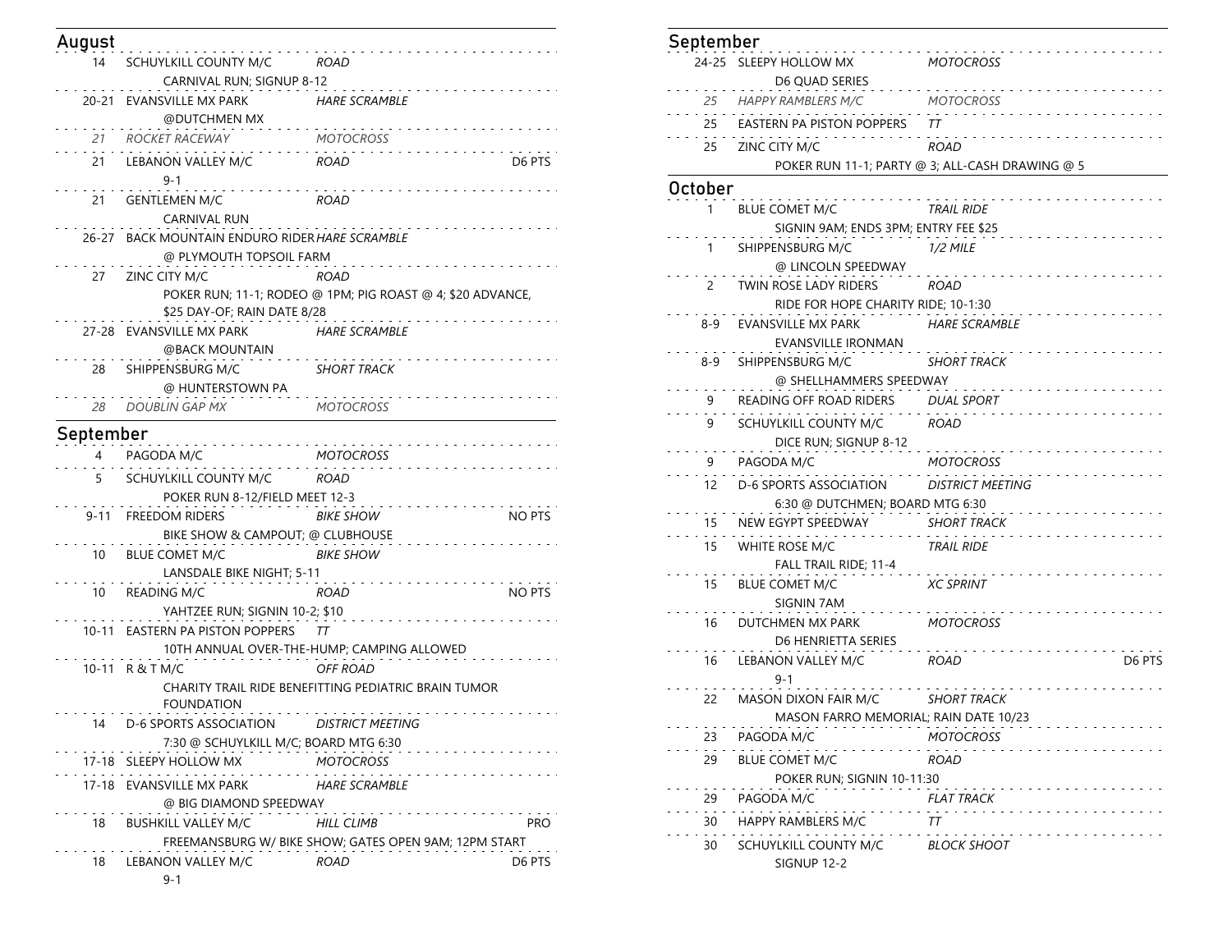## August

| Date | Event | Type | Points |
|---|---|---|---|
| 14 | SCHUYLKILL COUNTY M/C<br>CARNIVAL RUN; SIGNUP 8-12 | *ROAD* | |
| 20-21 | EVANSVILLE MX PARK<br>@DUTCHMEN MX | *HARE SCRAMBLE* | |
| *21* | *ROCKET RACEWAY* | *MOTOCROSS* | |
| 21 | LEBANON VALLEY M/C<br>9-1 | *ROAD* | D6 PTS |
| 21 | GENTLEMEN M/C<br>CARNIVAL RUN | *ROAD* | |
| 26-27 | BACK MOUNTAIN ENDURO RIDER<br>@ PLYMOUTH TOPSOIL FARM | *HARE SCRAMBLE* | |
| 27 | ZINC CITY M/C<br>POKER RUN; 11-1; RODEO @ 1PM; PIG ROAST @ 4; $20 ADVANCE, $25 DAY-OF; RAIN DATE 8/28 | *ROAD* | |
| 27-28 | EVANSVILLE MX PARK<br>@BACK MOUNTAIN | *HARE SCRAMBLE* | |
| 28 | SHIPPENSBURG M/C<br>@ HUNTERSTOWN PA | *SHORT TRACK* | |
| *28* | *DOUBLIN GAP MX* | *MOTOCROSS* | |

## September

| Date | Event | Type | Points |
|---|---|---|---|
| 4 | PAGODA M/C | *MOTOCROSS* | |
| 5 | SCHUYLKILL COUNTY M/C<br>POKER RUN 8-12/FIELD MEET 12-3 | *ROAD* | |
| 9-11 | FREEDOM RIDERS<br>BIKE SHOW & CAMPOUT; @ CLUBHOUSE | *BIKE SHOW* | NO PTS |
| 10 | BLUE COMET M/C<br>LANSDALE BIKE NIGHT; 5-11 | *BIKE SHOW* | |
| 10 | READING M/C<br>YAHTZEE RUN; SIGNIN 10-2; $10 | *ROAD* | NO PTS |
| 10-11 | EASTERN PA PISTON POPPERS<br>10TH ANNUAL OVER-THE-HUMP; CAMPING ALLOWED | *TT* | |
| 10-11 | R & T M/C<br>CHARITY TRAIL RIDE BENEFITTING PEDIATRIC BRAIN TUMOR FOUNDATION | *OFF ROAD* | |
| 14 | D-6 SPORTS ASSOCIATION<br>7:30 @ SCHUYLKILL M/C; BOARD MTG 6:30 | *DISTRICT MEETING* | |
| 17-18 | SLEEPY HOLLOW MX | *MOTOCROSS* | |
| 17-18 | EVANSVILLE MX PARK<br>@ BIG DIAMOND SPEEDWAY | *HARE SCRAMBLE* | |
| 18 | BUSHKILL VALLEY M/C<br>FREEMANSBURG W/ BIKE SHOW; GATES OPEN 9AM; 12PM START | *HILL CLIMB* | PRO |
| 18 | LEBANON VALLEY M/C<br>9-1 | *ROAD* | D6 PTS |
| 24-25 | SLEEPY HOLLOW MX<br>D6 QUAD SERIES | *MOTOCROSS* | |
| *25* | *HAPPY RAMBLERS M/C* | *MOTOCROSS* | |
| 25 | EASTERN PA PISTON POPPERS | *TT* | |
| 25 | ZINC CITY M/C<br>POKER RUN 11-1; PARTY @ 3; ALL-CASH DRAWING @ 5 | *ROAD* | |

## October

| Date | Event | Type | Points |
|---|---|---|---|
| 1 | BLUE COMET M/C<br>SIGNIN 9AM; ENDS 3PM; ENTRY FEE $25 | *TRAIL RIDE* | |
| 1 | SHIPPENSBURG M/C<br>@ LINCOLN SPEEDWAY | *1/2 MILE* | |
| 2 | TWIN ROSE LADY RIDERS<br>RIDE FOR HOPE CHARITY RIDE; 10-1:30 | *ROAD* | |
| 8-9 | EVANSVILLE MX PARK<br>EVANSVILLE IRONMAN | *HARE SCRAMBLE* | |
| 8-9 | SHIPPENSBURG M/C<br>@ SHELLHAMMERS SPEEDWAY | *SHORT TRACK* | |
| 9 | READING OFF ROAD RIDERS | *DUAL SPORT* | |
| 9 | SCHUYLKILL COUNTY M/C<br>DICE RUN; SIGNUP 8-12 | *ROAD* | |
| 9 | PAGODA M/C | *MOTOCROSS* | |
| 12 | D-6 SPORTS ASSOCIATION<br>6:30 @ DUTCHMEN; BOARD MTG 6:30 | *DISTRICT MEETING* | |
| 15 | NEW EGYPT SPEEDWAY | *SHORT TRACK* | |
| 15 | WHITE ROSE M/C<br>FALL TRAIL RIDE; 11-4 | *TRAIL RIDE* | |
| 15 | BLUE COMET M/C<br>SIGNIN 7AM | *XC SPRINT* | |
| 16 | DUTCHMEN MX PARK<br>D6 HENRIETTA SERIES | *MOTOCROSS* | |
| 16 | LEBANON VALLEY M/C<br>9-1 | *ROAD* | D6 PTS |
| 22 | MASON DIXON FAIR M/C<br>MASON FARRO MEMORIAL; RAIN DATE 10/23 | *SHORT TRACK* | |
| 23 | PAGODA M/C | *MOTOCROSS* | |
| 29 | BLUE COMET M/C<br>POKER RUN; SIGNIN 10-11:30 | *ROAD* | |
| 29 | PAGODA M/C | *FLAT TRACK* | |
| 30 | HAPPY RAMBLERS M/C | *TT* | |
| 30 | SCHUYLKILL COUNTY M/C<br>SIGNUP 12-2 | *BLOCK SHOOT* | |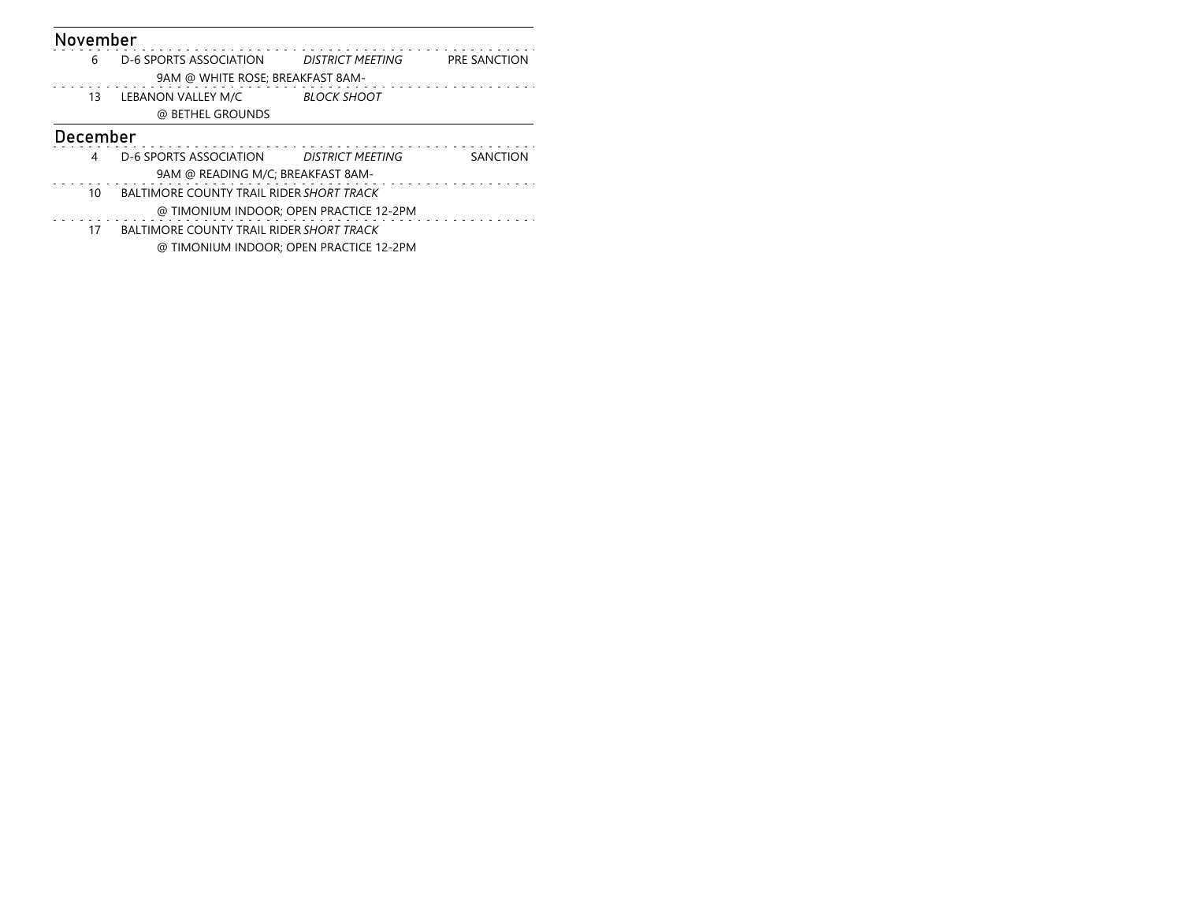## November

| Date | Club | Event | Status |
|---|---|---|---|
| 6 | D-6 SPORTS ASSOCIATION<br>9AM @ WHITE ROSE; BREAKFAST 8AM- | *DISTRICT MEETING* | PRE SANCTION |
| 13 | LEBANON VALLEY M/C<br>@ BETHEL GROUNDS | *BLOCK SHOOT* | |

## December

| Date | Club | Event | Status |
|---|---|---|---|
| 4 | D-6 SPORTS ASSOCIATION<br>9AM @ READING M/C; BREAKFAST 8AM- | *DISTRICT MEETING* | SANCTION |
| 10 | BALTIMORE COUNTY TRAIL RIDER<br>@ TIMONIUM INDOOR; OPEN PRACTICE 12-2PM | *SHORT TRACK* | |
| 17 | BALTIMORE COUNTY TRAIL RIDER<br>@ TIMONIUM INDOOR; OPEN PRACTICE 12-2PM | *SHORT TRACK* | |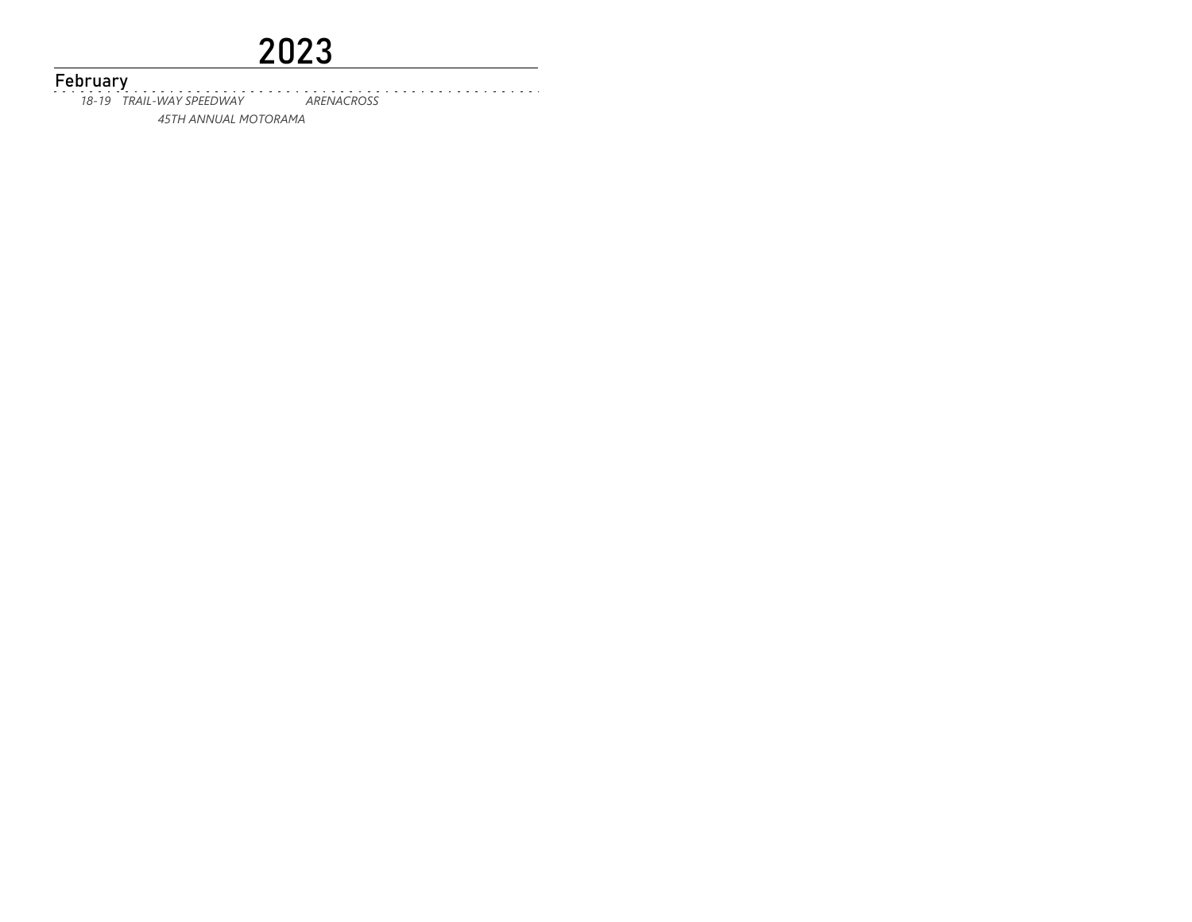# 2023

## February

*18-19 TRAIL-WAY SPEEDWAY ARENACROSS*

*45TH ANNUAL MOTORAMA*